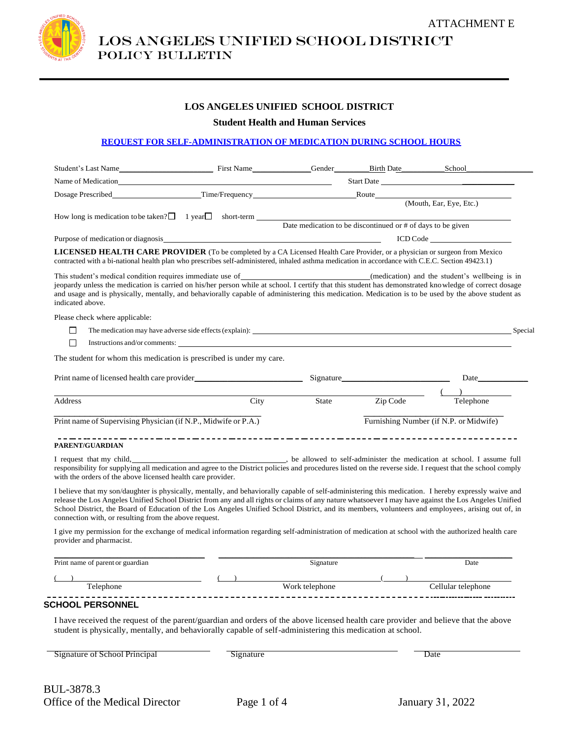ATTACHMENT E

# LOS ANGELES UNIFIED SCHOOL DISTRICT
## POLICY BULLETIN

---

### LOS ANGELES UNIFIED SCHOOL DISTRICT

**Student Health and Human Services**

**REQUEST FOR SELF-ADMINISTRATION OF MEDICATION DURING SCHOOL HOURS**

Student's Last Name______________________ First Name______________ Gender________ Birth Date__________ School__________________

Name of Medication__________________________________________________ Start Date ______________________________

Dosage Prescribed__________________ Time/Frequency______________________ Route______________________________
(Mouth, Ear, Eye, Etc.)

How long is medication to be taken? ☐ 1 year ☐ short-term ______________________________________________
Date medication to be discontinued or # of days to be given

Purpose of medication or diagnosis___________________________________________________ ICD Code ________________

**LICENSED HEALTH CARE PROVIDER** (To be completed by a CA Licensed Health Care Provider, or a physician or surgeon from Mexico contracted with a bi-national health plan who prescribes self-administered, inhaled asthma medication in accordance with C.E.C. Section 49423.1)

This student's medical condition requires immediate use of____________________________(medication) and the student's wellbeing is in jeopardy unless the medication is carried on his/her person while at school. I certify that this student has demonstrated knowledge of correct dosage and usage and is physically, mentally, and behaviorally capable of administering this medication. Medication is to be used by the above student as indicated above.

Please check where applicable:

☐ The medication may have adverse side effects (explain): ______________________________________________ Special

☐ Instructions and/or comments: ______________________________________________________________

The student for whom this medication is prescribed is under my care.

Print name of licensed health care provider________________________ Signature________________________ Date____________

________________________________________________________________________ (    )____________
Address City State Zip Code Telephone

________________________________________________ ________________________________
Print name of Supervising Physician (if N.P., Midwife or P.A.) Furnishing Number (if N.P. or Midwife)

- - - - - - - - - - - - - - - - - - - - - - - - - - - - - - - - - - - - - - - - - - - - - - - - -

**PARENT/GUARDIAN**

I request that my child,____________________________________, be allowed to self-administer the medication at school. I assume full responsibility for supplying all medication and agree to the District policies and procedures listed on the reverse side. I request that the school comply with the orders of the above licensed health care provider.

I believe that my son/daughter is physically, mentally, and behaviorally capable of self-administering this medication. I hereby expressly waive and release the Los Angeles Unified School District from any and all rights or claims of any nature whatsoever I may have against the Los Angeles Unified School District, the Board of Education of the Los Angeles Unified School District, and its members, volunteers and employees, arising out of, in connection with, or resulting from the above request.

I give my permission for the exchange of medical information regarding self-administration of medication at school with the authorized health care provider and pharmacist.

________________________________ ________________________________________ ____________________
Print name of parent or guardian Signature Date

(    )________________________ (    )________________________ (    )________________________
Telephone Work telephone Cellular telephone

- - - - - - - - - - - - - - - - - - - - - - - - - - - - - - - - - - - - - - - - - - - - - - - - -

**SCHOOL PERSONNEL**

I have received the request of the parent/guardian and orders of the above licensed health care provider and believe that the above student is physically, mentally, and behaviorally capable of self-administering this medication at school.

________________________________ ________________________________ ____________________
Signature of School Principal Signature Date

BUL-3878.3
Office of the Medical Director January 31, 2022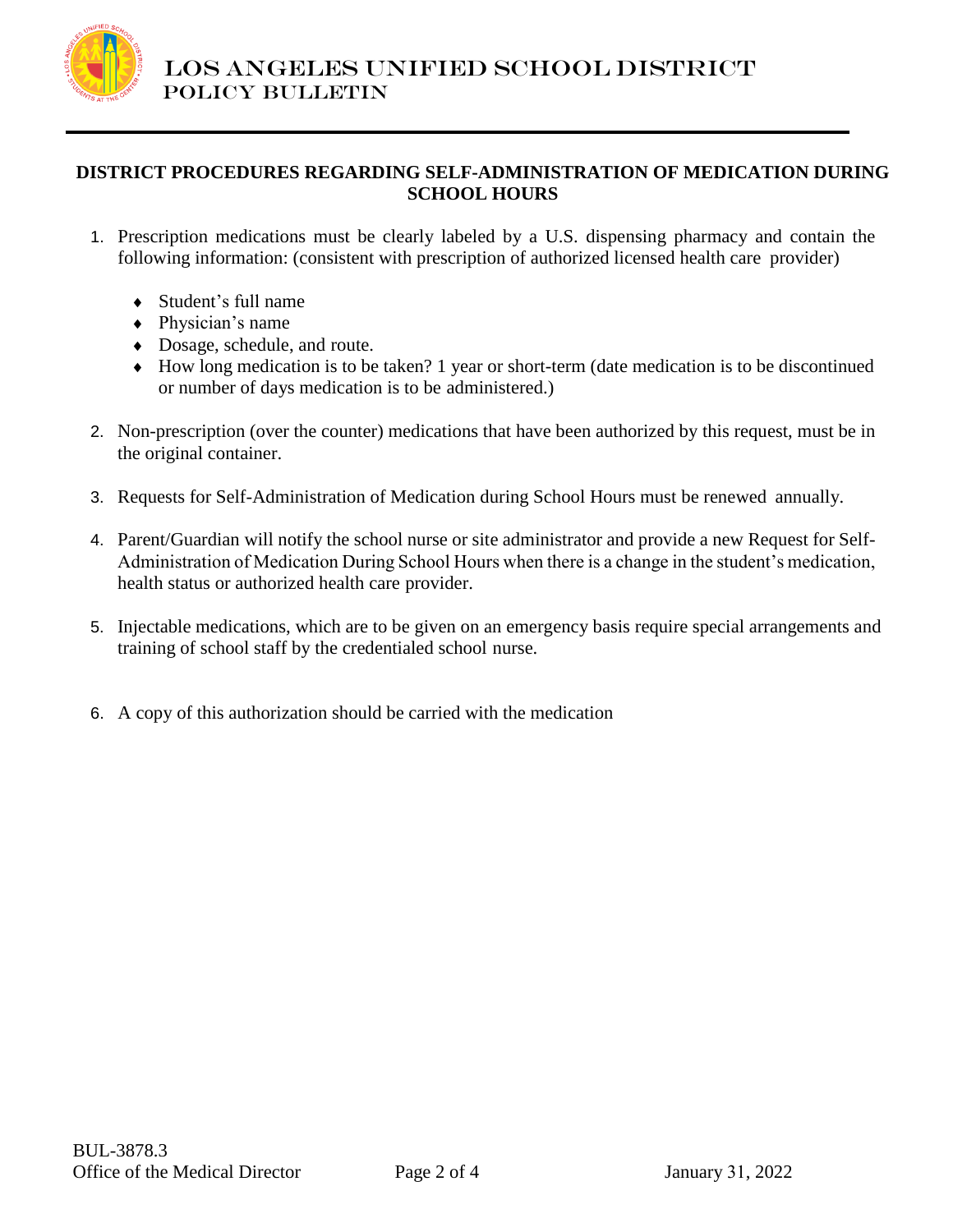## DISTRICT PROCEDURES REGARDING SELF-ADMINISTRATION OF MEDICATION DURING SCHOOL HOURS

1. Prescription medications must be clearly labeled by a U.S. dispensing pharmacy and contain the following information: (consistent with prescription of authorized licensed health care provider)

   - Student's full name
   - Physician's name
   - Dosage, schedule, and route.
   - How long medication is to be taken? 1 year or short-term (date medication is to be discontinued or number of days medication is to be administered.)

2. Non-prescription (over the counter) medications that have been authorized by this request, must be in the original container.

3. Requests for Self-Administration of Medication during School Hours must be renewed annually.

4. Parent/Guardian will notify the school nurse or site administrator and provide a new Request for Self-Administration of Medication During School Hours when there is a change in the student's medication, health status or authorized health care provider.

5. Injectable medications, which are to be given on an emergency basis require special arrangements and training of school staff by the credentialed school nurse.

6. A copy of this authorization should be carried with the medication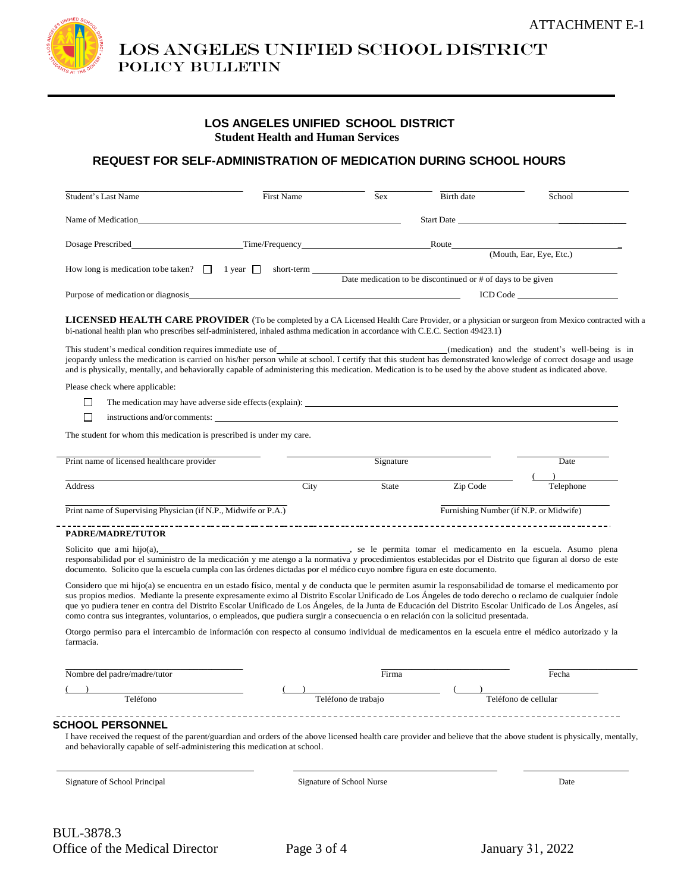ATTACHMENT E-1

# LOS ANGELES UNIFIED SCHOOL DISTRICT
## POLICY BULLETIN

### LOS ANGELES UNIFIED SCHOOL DISTRICT
**Student Health and Human Services**

### REQUEST FOR SELF-ADMINISTRATION OF MEDICATION DURING SCHOOL HOURS

| Student's Last Name | First Name | Sex | Birth date | School |
|---|---|---|---|---|
| | | | | |

Name of Medication\_\_\_\_\_\_\_\_\_\_\_\_\_\_\_\_\_\_\_\_\_\_\_\_\_\_\_\_ Start Date \_\_\_\_\_\_\_\_\_\_\_\_\_\_\_\_\_\_

Dosage Prescribed\_\_\_\_\_\_\_\_\_\_\_\_\_\_ Time/Frequency\_\_\_\_\_\_\_\_\_\_\_\_\_\_ Route\_\_\_\_\_\_\_\_\_\_\_\_\_\_\_\_\_\_
(Mouth, Ear, Eye, Etc.)

How long is medication to be taken? ☐ 1 year ☐ short-term \_\_\_\_\_\_\_\_\_\_\_\_\_\_\_\_\_\_\_\_\_\_\_\_\_\_\_\_\_\_
Date medication to be discontinued or # of days to be given

Purpose of medication or diagnosis\_\_\_\_\_\_\_\_\_\_\_\_\_\_\_\_\_\_\_\_\_\_\_\_\_\_\_\_ ICD Code \_\_\_\_\_\_\_\_\_\_\_\_\_\_\_\_

**LICENSED HEALTH CARE PROVIDER** (To be completed by a CA Licensed Health Care Provider, or a physician or surgeon from Mexico contracted with a bi-national health plan who prescribes self-administered, inhaled asthma medication in accordance with C.E.C. Section 49423.1)

This student's medical condition requires immediate use of\_\_\_\_\_\_\_\_\_\_\_\_\_\_\_\_\_\_\_\_\_\_\_\_(medication) and the student's well-being is in jeopardy unless the medication is carried on his/her person while at school. I certify that this student has demonstrated knowledge of correct dosage and usage and is physically, mentally, and behaviorally capable of administering this medication. Medication is to be used by the above student as indicated above.

Please check where applicable:

☐ The medication may have adverse side effects (explain): \_\_\_\_\_\_\_\_\_\_\_\_\_\_\_\_\_\_\_\_\_\_\_\_\_\_\_\_\_\_\_\_

☐ instructions and/or comments: \_\_\_\_\_\_\_\_\_\_\_\_\_\_\_\_\_\_\_\_\_\_\_\_\_\_\_\_\_\_\_\_\_\_\_\_\_\_\_\_

The student for whom this medication is prescribed is under my care.

| Print name of licensed healthcare provider | | Signature | | Date |
|---|---|---|---|---|
| Address | City | State | Zip Code | ( ) Telephone |

Print name of Supervising Physician (if N.P., Midwife or P.A.) \_\_\_\_\_\_\_\_\_\_\_\_\_\_\_\_ Furnishing Number (if N.P. or Midwife) \_\_\_\_\_\_\_\_\_\_\_\_\_\_\_\_

---

**PADRE/MADRE/TUTOR**

Solicito que a mi hijo(a),\_\_\_\_\_\_\_\_\_\_\_\_\_\_\_\_\_\_\_\_\_\_\_\_\_\_\_\_, se le permita tomar el medicamento en la escuela. Asumo plena responsabilidad por el suministro de la medicación y me atengo a la normativa y procedimientos establecidas por el Distrito que figuran al dorso de este documento. Solicito que la escuela cumpla con las órdenes dictadas por el médico cuyo nombre figura en este documento.

Considero que mi hijo(a) se encuentra en un estado físico, mental y de conducta que le permiten asumir la responsabilidad de tomarse el medicamento por sus propios medios. Mediante la presente expresamente eximo al Distrito Escolar Unificado de Los Ángeles de todo derecho o reclamo de cualquier índole que yo pudiera tener en contra del Distrito Escolar Unificado de Los Ángeles, de la Junta de Educación del Distrito Escolar Unificado de Los Ángeles, así como contra sus integrantes, voluntarios, o empleados, que pudiera surgir a consecuencia o en relación con la solicitud presentada.

Otorgo permiso para el intercambio de información con respecto al consumo individual de medicamentos en la escuela entre el médico autorizado y la farmacia.

| Nombre del padre/madre/tutor | Firma | Fecha |
|---|---|---|
| ( ) Teléfono | ( ) Teléfono de trabajo | ( ) Teléfono de cellular |

---

## SCHOOL PERSONNEL

I have received the request of the parent/guardian and orders of the above licensed health care provider and believe that the above student is physically, mentally, and behaviorally capable of self-administering this medication at school.

| Signature of School Principal | Signature of School Nurse | Date |
|---|---|---|
| | | |

BUL-3878.3
Office of the Medical Director

January 31, 2022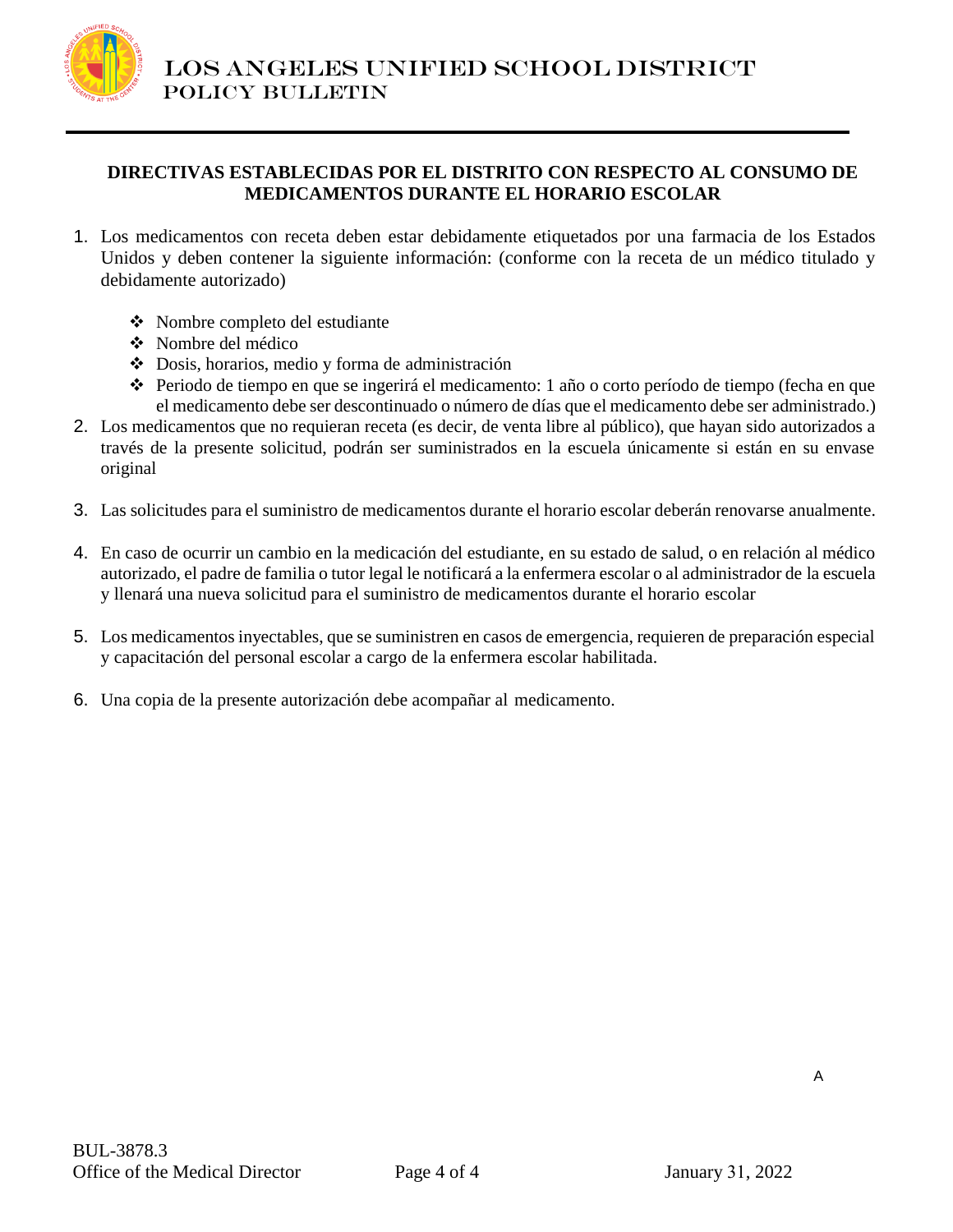**DIRECTIVAS ESTABLECIDAS POR EL DISTRITO CON RESPECTO AL CONSUMO DE MEDICAMENTOS DURANTE EL HORARIO ESCOLAR**

1. Los medicamentos con receta deben estar debidamente etiquetados por una farmacia de los Estados Unidos y deben contener la siguiente información: (conforme con la receta de un médico titulado y debidamente autorizado)
   - Nombre completo del estudiante
   - Nombre del médico
   - Dosis, horarios, medio y forma de administración
   - Periodo de tiempo en que se ingerirá el medicamento: 1 año o corto período de tiempo (fecha en que el medicamento debe ser descontinuado o número de días que el medicamento debe ser administrado.)
2. Los medicamentos que no requieran receta (es decir, de venta libre al público), que hayan sido autorizados a través de la presente solicitud, podrán ser suministrados en la escuela únicamente si están en su envase original
3. Las solicitudes para el suministro de medicamentos durante el horario escolar deberán renovarse anualmente.
4. En caso de ocurrir un cambio en la medicación del estudiante, en su estado de salud, o en relación al médico autorizado, el padre de familia o tutor legal le notificará a la enfermera escolar o al administrador de la escuela y llenará una nueva solicitud para el suministro de medicamentos durante el horario escolar
5. Los medicamentos inyectables, que se suministren en casos de emergencia, requieren de preparación especial y capacitación del personal escolar a cargo de la enfermera escolar habilitada.
6. Una copia de la presente autorización debe acompañar al medicamento.

A